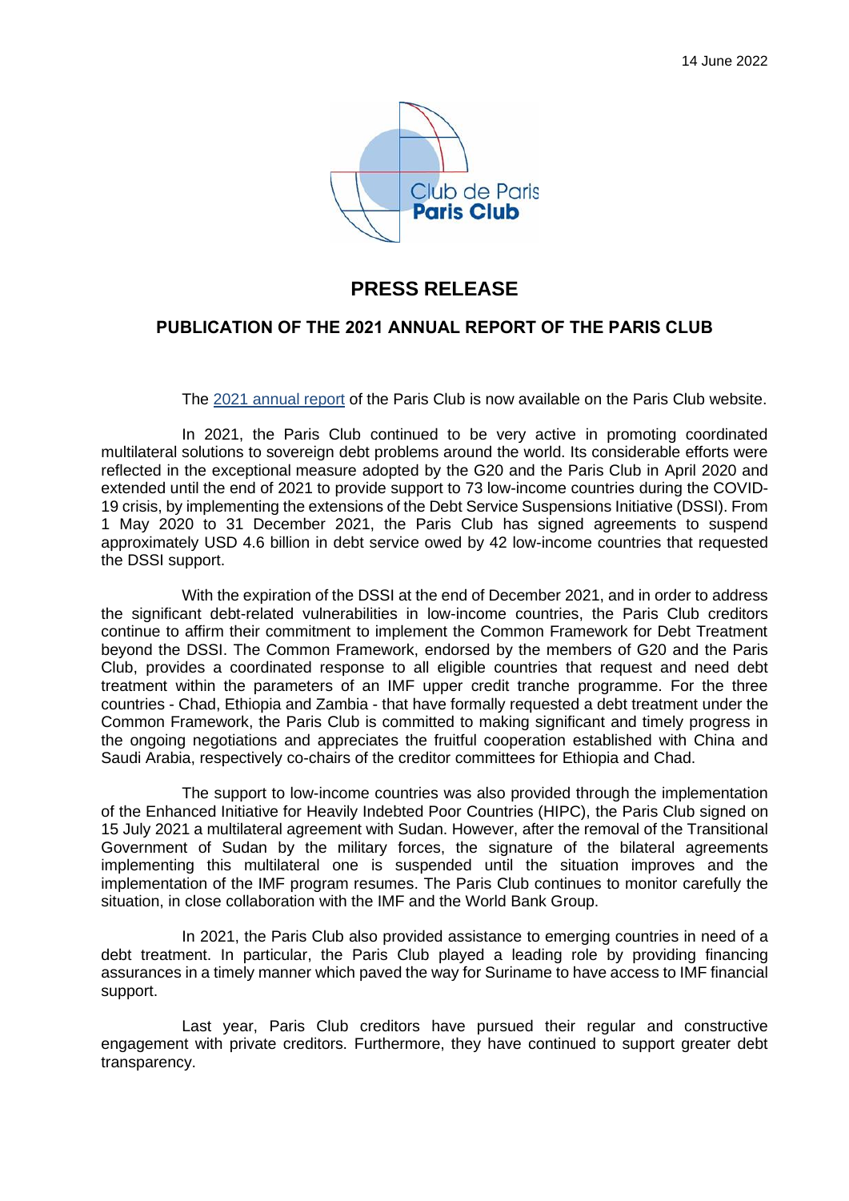14 June 2022

Club de Paris
**Paris Club**

# PRESS RELEASE

## PUBLICATION OF THE 2021 ANNUAL REPORT OF THE PARIS CLUB

The [2021 annual report](#) of the Paris Club is now available on the Paris Club website.

In 2021, the Paris Club continued to be very active in promoting coordinated multilateral solutions to sovereign debt problems around the world. Its considerable efforts were reflected in the exceptional measure adopted by the G20 and the Paris Club in April 2020 and extended until the end of 2021 to provide support to 73 low-income countries during the COVID-19 crisis, by implementing the extensions of the Debt Service Suspensions Initiative (DSSI). From 1 May 2020 to 31 December 2021, the Paris Club has signed agreements to suspend approximately USD 4.6 billion in debt service owed by 42 low-income countries that requested the DSSI support.

With the expiration of the DSSI at the end of December 2021, and in order to address the significant debt-related vulnerabilities in low-income countries, the Paris Club creditors continue to affirm their commitment to implement the Common Framework for Debt Treatment beyond the DSSI. The Common Framework, endorsed by the members of G20 and the Paris Club, provides a coordinated response to all eligible countries that request and need debt treatment within the parameters of an IMF upper credit tranche programme. For the three countries - Chad, Ethiopia and Zambia - that have formally requested a debt treatment under the Common Framework, the Paris Club is committed to making significant and timely progress in the ongoing negotiations and appreciates the fruitful cooperation established with China and Saudi Arabia, respectively co-chairs of the creditor committees for Ethiopia and Chad.

The support to low-income countries was also provided through the implementation of the Enhanced Initiative for Heavily Indebted Poor Countries (HIPC), the Paris Club signed on 15 July 2021 a multilateral agreement with Sudan. However, after the removal of the Transitional Government of Sudan by the military forces, the signature of the bilateral agreements implementing this multilateral one is suspended until the situation improves and the implementation of the IMF program resumes. The Paris Club continues to monitor carefully the situation, in close collaboration with the IMF and the World Bank Group.

In 2021, the Paris Club also provided assistance to emerging countries in need of a debt treatment. In particular, the Paris Club played a leading role by providing financing assurances in a timely manner which paved the way for Suriname to have access to IMF financial support.

Last year, Paris Club creditors have pursued their regular and constructive engagement with private creditors. Furthermore, they have continued to support greater debt transparency.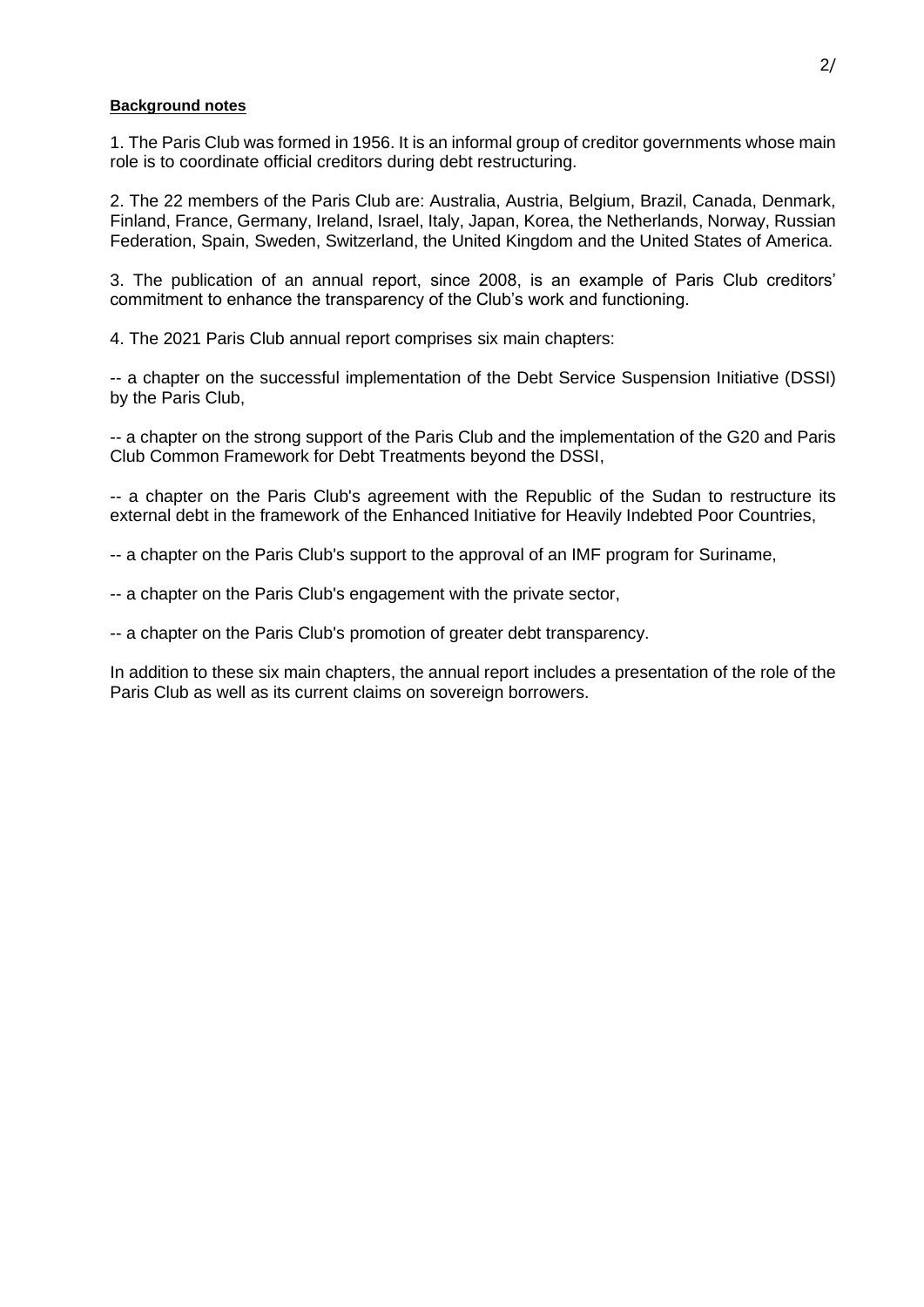**Background notes**

1. The Paris Club was formed in 1956. It is an informal group of creditor governments whose main role is to coordinate official creditors during debt restructuring.

2. The 22 members of the Paris Club are: Australia, Austria, Belgium, Brazil, Canada, Denmark, Finland, France, Germany, Ireland, Israel, Italy, Japan, Korea, the Netherlands, Norway, Russian Federation, Spain, Sweden, Switzerland, the United Kingdom and the United States of America.

3. The publication of an annual report, since 2008, is an example of Paris Club creditors' commitment to enhance the transparency of the Club's work and functioning.

4. The 2021 Paris Club annual report comprises six main chapters:

-- a chapter on the successful implementation of the Debt Service Suspension Initiative (DSSI) by the Paris Club,

-- a chapter on the strong support of the Paris Club and the implementation of the G20 and Paris Club Common Framework for Debt Treatments beyond the DSSI,

-- a chapter on the Paris Club's agreement with the Republic of the Sudan to restructure its external debt in the framework of the Enhanced Initiative for Heavily Indebted Poor Countries,

-- a chapter on the Paris Club's support to the approval of an IMF program for Suriname,

-- a chapter on the Paris Club's engagement with the private sector,

-- a chapter on the Paris Club's promotion of greater debt transparency.

In addition to these six main chapters, the annual report includes a presentation of the role of the Paris Club as well as its current claims on sovereign borrowers.